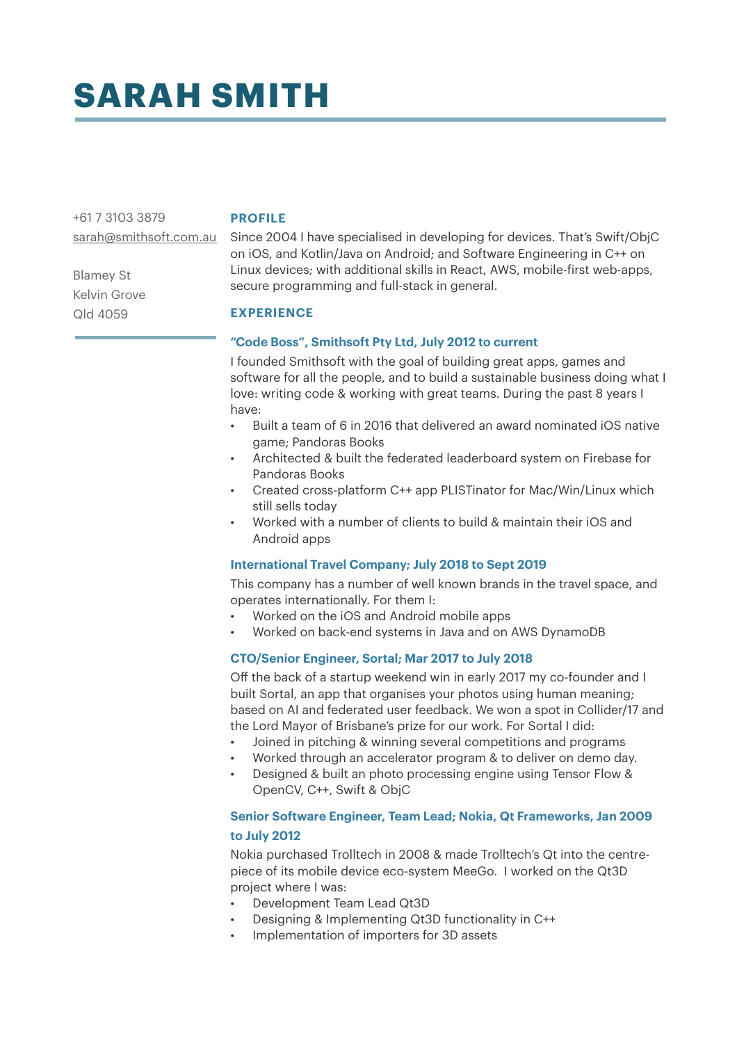# SARAH SMITH

+61 7 3103 3879
sarah@smithsoft.com.au

Blamey St
Kelvin Grove
Qld 4059

## PROFILE

Since 2004 I have specialised in developing for devices. That's Swift/ObjC on iOS, and Kotlin/Java on Android; and Software Engineering in C++ on Linux devices; with additional skills in React, AWS, mobile-first web-apps, secure programming and full-stack in general.

## EXPERIENCE

### "Code Boss", Smithsoft Pty Ltd, July 2012 to current

I founded Smithsoft with the goal of building great apps, games and software for all the people, and to build a sustainable business doing what I love: writing code & working with great teams. During the past 8 years I have:

- Built a team of 6 in 2016 that delivered an award nominated iOS native game; Pandoras Books
- Architected & built the federated leaderboard system on Firebase for Pandoras Books
- Created cross-platform C++ app PLISTinator for Mac/Win/Linux which still sells today
- Worked with a number of clients to build & maintain their iOS and Android apps

### International Travel Company; July 2018 to Sept 2019

This company has a number of well known brands in the travel space, and operates internationally. For them I:

- Worked on the iOS and Android mobile apps
- Worked on back-end systems in Java and on AWS DynamoDB

### CTO/Senior Engineer, Sortal; Mar 2017 to July 2018

Off the back of a startup weekend win in early 2017 my co-founder and I built Sortal, an app that organises your photos using human meaning; based on AI and federated user feedback. We won a spot in Collider/17 and the Lord Mayor of Brisbane's prize for our work. For Sortal I did:

- Joined in pitching & winning several competitions and programs
- Worked through an accelerator program & to deliver on demo day.
- Designed & built an photo processing engine using Tensor Flow & OpenCV, C++, Swift & ObjC

### Senior Software Engineer, Team Lead; Nokia, Qt Frameworks, Jan 2009 to July 2012

Nokia purchased Trolltech in 2008 & made Trolltech's Qt into the centre-piece of its mobile device eco-system MeeGo. I worked on the Qt3D project where I was:

- Development Team Lead Qt3D
- Designing & Implementing Qt3D functionality in C++
- Implementation of importers for 3D assets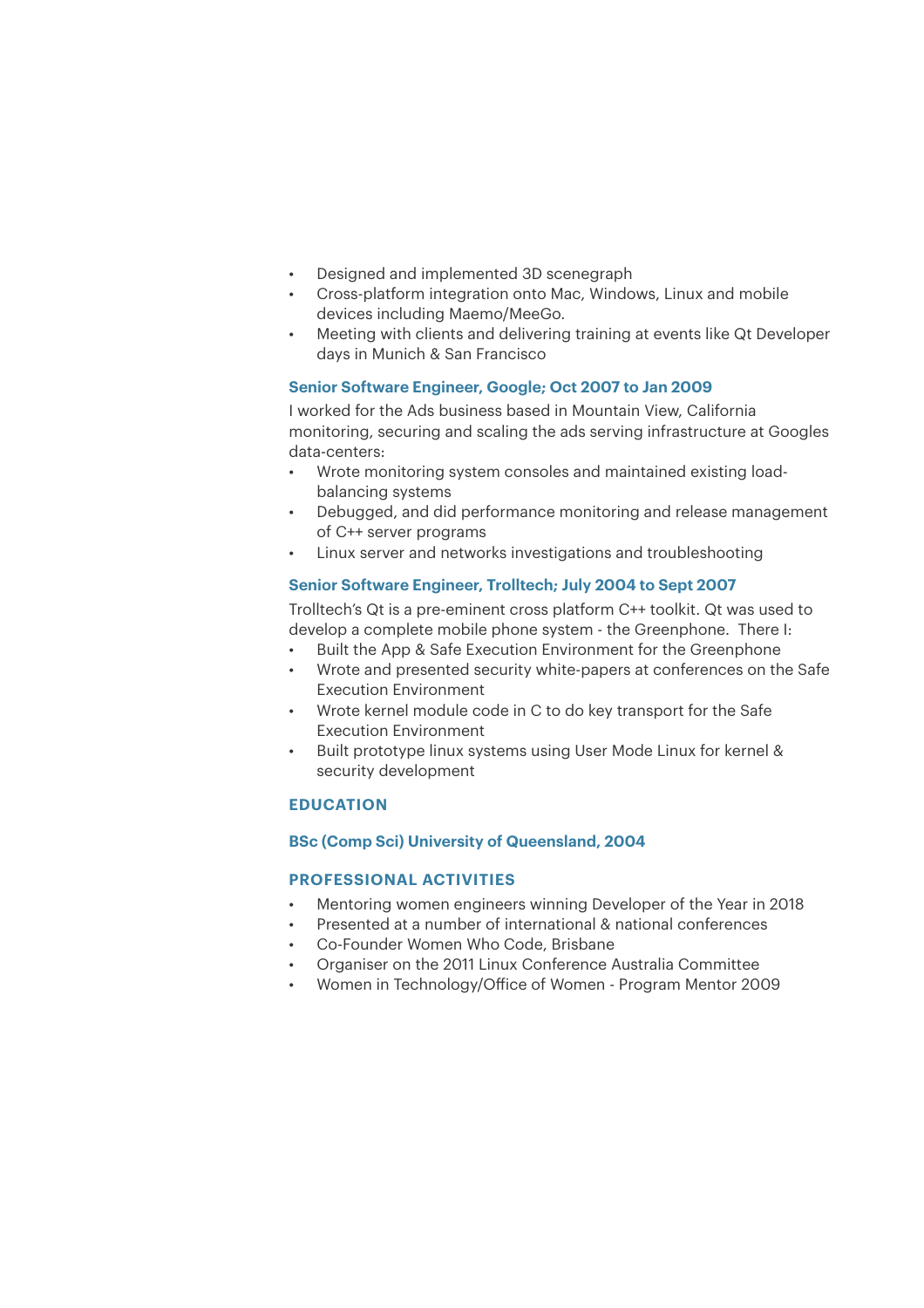- Designed and implemented 3D scenegraph
- Cross-platform integration onto Mac, Windows, Linux and mobile devices including Maemo/MeeGo.
- Meeting with clients and delivering training at events like Qt Developer days in Munich & San Francisco

### Senior Software Engineer, Google; Oct 2007 to Jan 2009

I worked for the Ads business based in Mountain View, California monitoring, securing and scaling the ads serving infrastructure at Googles data-centers:

- Wrote monitoring system consoles and maintained existing load-balancing systems
- Debugged, and did performance monitoring and release management of C++ server programs
- Linux server and networks investigations and troubleshooting

### Senior Software Engineer, Trolltech; July 2004 to Sept 2007

Trolltech's Qt is a pre-eminent cross platform C++ toolkit. Qt was used to develop a complete mobile phone system - the Greenphone. There I:

- Built the App & Safe Execution Environment for the Greenphone
- Wrote and presented security white-papers at conferences on the Safe Execution Environment
- Wrote kernel module code in C to do key transport for the Safe Execution Environment
- Built prototype linux systems using User Mode Linux for kernel & security development

## EDUCATION

### BSc (Comp Sci) University of Queensland, 2004

## PROFESSIONAL ACTIVITIES

- Mentoring women engineers winning Developer of the Year in 2018
- Presented at a number of international & national conferences
- Co-Founder Women Who Code, Brisbane
- Organiser on the 2011 Linux Conference Australia Committee
- Women in Technology/Office of Women - Program Mentor 2009